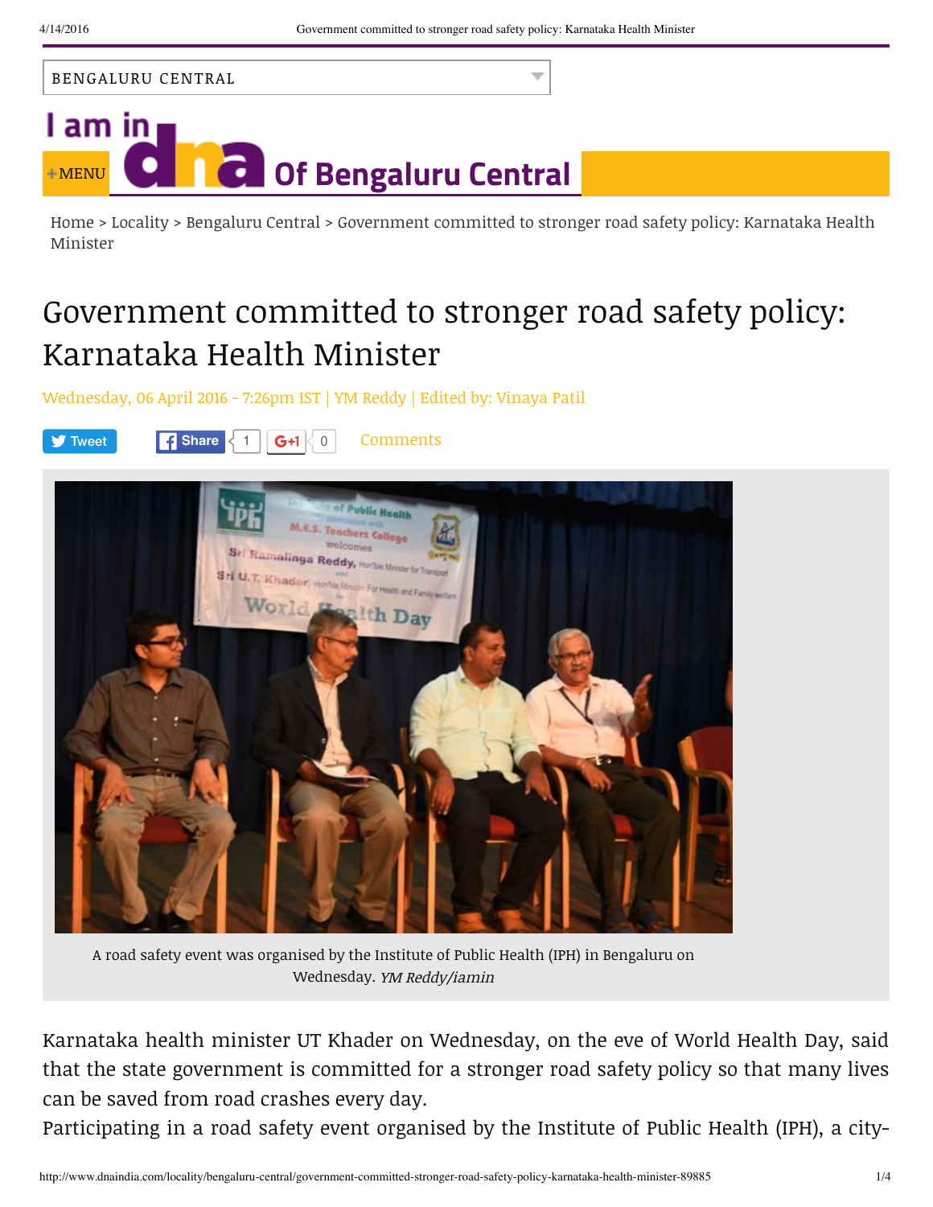BENGALURU CENTRAL

I am in dna Of Bengaluru Central

+MENU

Home > Locality > Bengaluru Central > Government committed to stronger road safety policy: Karnataka Health Minister

# Government committed to stronger road safety policy: Karnataka Health Minister

Wednesday, 06 April 2016 - 7:26pm IST | YM Reddy | Edited by: Vinaya Patil

Tweet | Share 1 | G+1 0 | Comments

A road safety event was organised by the Institute of Public Health (IPH) in Bengaluru on Wednesday. *YM Reddy/iamin*

Karnataka health minister UT Khader on Wednesday, on the eve of World Health Day, said that the state government is committed for a stronger road safety policy so that many lives can be saved from road crashes every day.

Participating in a road safety event organised by the Institute of Public Health (IPH), a city-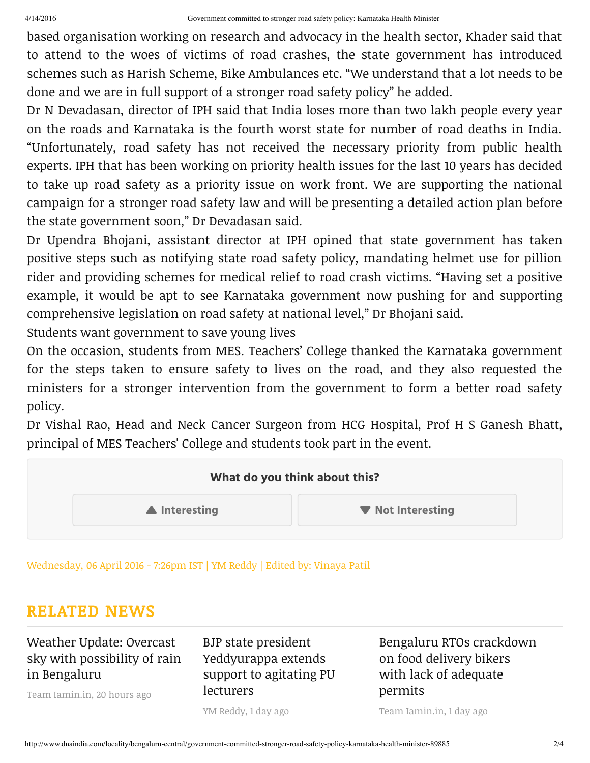based organisation working on research and advocacy in the health sector, Khader said that to attend to the woes of victims of road crashes, the state government has introduced schemes such as Harish Scheme, Bike Ambulances etc. “We understand that a lot needs to be done and we are in full support of a stronger road safety policy” he added.

Dr N Devadasan, director of IPH said that India loses more than two lakh people every year on the roads and Karnataka is the fourth worst state for number of road deaths in India. “Unfortunately, road safety has not received the necessary priority from public health experts. IPH that has been working on priority health issues for the last 10 years has decided to take up road safety as a priority issue on work front. We are supporting the national campaign for a stronger road safety law and will be presenting a detailed action plan before the state government soon,” Dr Devadasan said.

Dr Upendra Bhojani, assistant director at IPH opined that state government has taken positive steps such as notifying state road safety policy, mandating helmet use for pillion rider and providing schemes for medical relief to road crash victims. “Having set a positive example, it would be apt to see Karnataka government now pushing for and supporting comprehensive legislation on road safety at national level,” Dr Bhojani said.

Students want government to save young lives

On the occasion, students from MES. Teachers’ College thanked the Karnataka government for the steps taken to ensure safety to lives on the road, and they also requested the ministers for a stronger intervention from the government to form a better road safety policy.

Dr Vishal Rao, Head and Neck Cancer Surgeon from HCG Hospital, Prof H S Ganesh Bhatt, principal of MES Teachers' College and students took part in the event.

**What do you think about this?**

▲ Interesting ▼ Not Interesting

Wednesday, 06 April 2016 - 7:26pm IST | YM Reddy | Edited by: Vinaya Patil

## RELATED NEWS

Weather Update: Overcast sky with possibility of rain in Bengaluru

Team Iamin.in, 20 hours ago

BJP state president Yeddyurappa extends support to agitating PU lecturers

YM Reddy, 1 day ago

Bengaluru RTOs crackdown on food delivery bikers with lack of adequate permits

Team Iamin.in, 1 day ago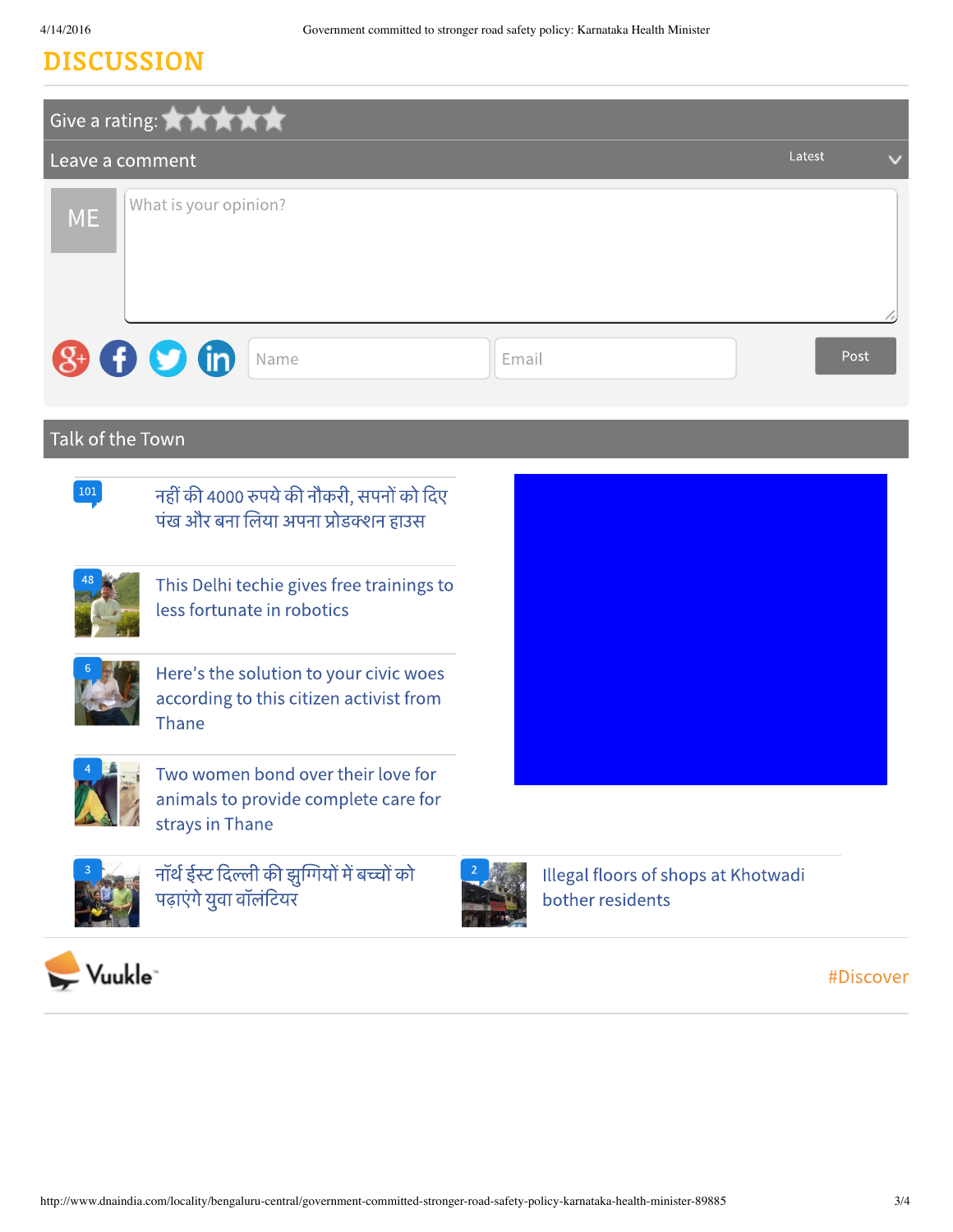# DISCUSSION

Give a rating:

Leave a comment

Latest

ME

What is your opinion?

Name

Email

Post

## Talk of the Town

101 नहीं की 4000 रुपये की नौकरी, सपनों को दिए पंख और बना लिया अपना प्रोडक्शन हाउस

48 This Delhi techie gives free trainings to less fortunate in robotics

6 Here’s the solution to your civic woes according to this citizen activist from Thane

4 Two women bond over their love for animals to provide complete care for strays in Thane

3 नॉर्थ ईस्ट दिल्ली की झुग्गियों में बच्चों को पढ़ाएंगे युवा वॉलंटियर

2 Illegal floors of shops at Khotwadi bother residents

Vuukle

#Discover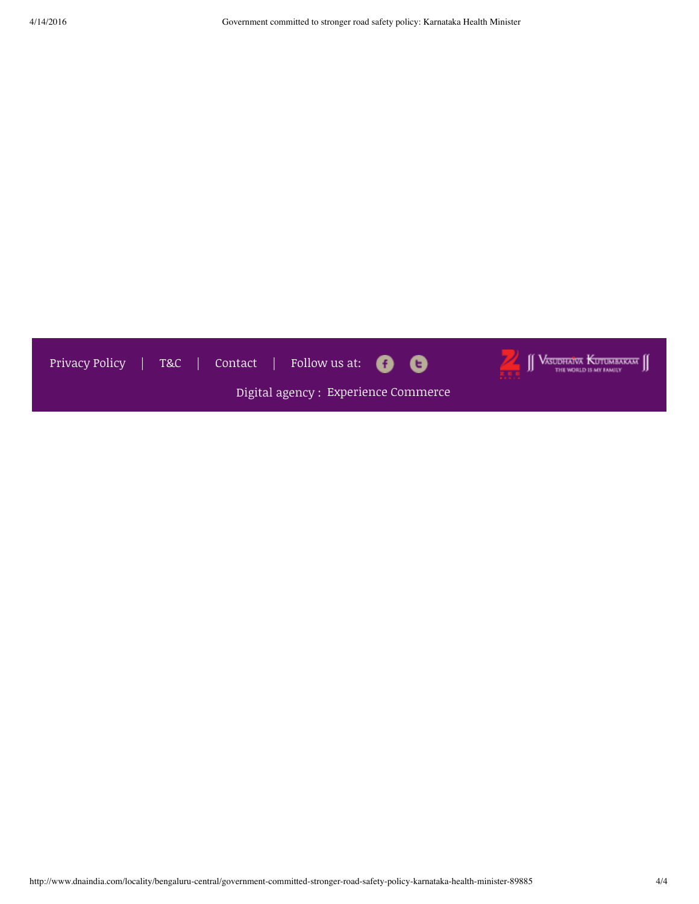Privacy Policy | T&C | Contact | Follow us at:

Digital agency : Experience Commerce